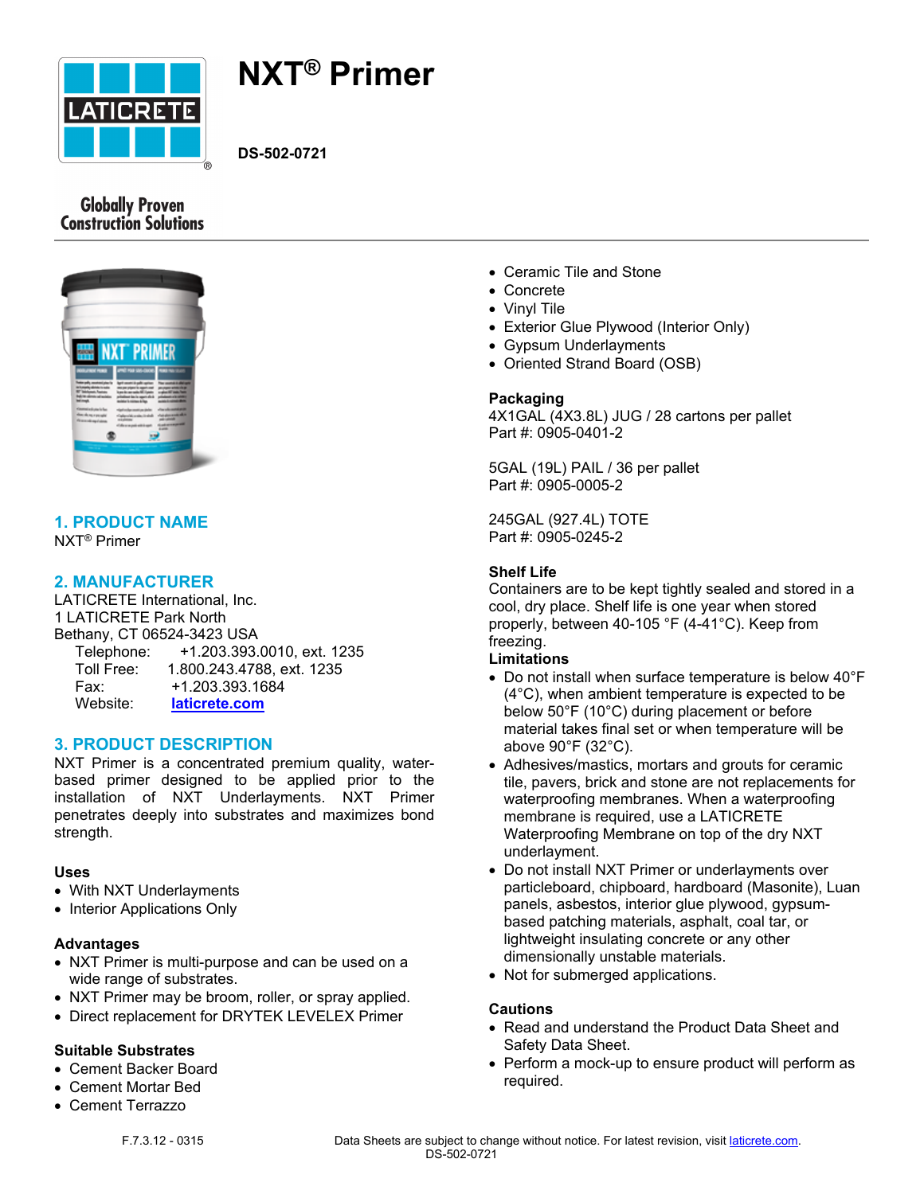# NXT® Primer

**DS-502-0721**

Globally Proven Construction Solutions

## 1. PRODUCT NAME

NXT® Primer

## 2. MANUFACTURER

LATICRETE International, Inc.
1 LATICRETE Park North
Bethany, CT 06524-3423 USA

Telephone: +1.203.393.0010, ext. 1235
Toll Free: 1.800.243.4788, ext. 1235
Fax: +1.203.393.1684
Website: laticrete.com

## 3. PRODUCT DESCRIPTION

NXT Primer is a concentrated premium quality, water-based primer designed to be applied prior to the installation of NXT Underlayments. NXT Primer penetrates deeply into substrates and maximizes bond strength.

### Uses

- With NXT Underlayments
- Interior Applications Only

### Advantages

- NXT Primer is multi-purpose and can be used on a wide range of substrates.
- NXT Primer may be broom, roller, or spray applied.
- Direct replacement for DRYTEK LEVELEX Primer

### Suitable Substrates

- Cement Backer Board
- Cement Mortar Bed
- Cement Terrazzo
- Ceramic Tile and Stone
- Concrete
- Vinyl Tile
- Exterior Glue Plywood (Interior Only)
- Gypsum Underlayments
- Oriented Strand Board (OSB)

### Packaging

4X1GAL (4X3.8L) JUG / 28 cartons per pallet
Part #: 0905-0401-2

5GAL (19L) PAIL / 36 per pallet
Part #: 0905-0005-2

245GAL (927.4L) TOTE
Part #: 0905-0245-2

### Shelf Life

Containers are to be kept tightly sealed and stored in a cool, dry place. Shelf life is one year when stored properly, between 40-105 °F (4-41°C). Keep from freezing.

### Limitations

- Do not install when surface temperature is below 40°F (4°C), when ambient temperature is expected to be below 50°F (10°C) during placement or before material takes final set or when temperature will be above 90°F (32°C).
- Adhesives/mastics, mortars and grouts for ceramic tile, pavers, brick and stone are not replacements for waterproofing membranes. When a waterproofing membrane is required, use a LATICRETE Waterproofing Membrane on top of the dry NXT underlayment.
- Do not install NXT Primer or underlayments over particleboard, chipboard, hardboard (Masonite), Luan panels, asbestos, interior glue plywood, gypsum-based patching materials, asphalt, coal tar, or lightweight insulating concrete or any other dimensionally unstable materials.
- Not for submerged applications.

### Cautions

- Read and understand the Product Data Sheet and Safety Data Sheet.
- Perform a mock-up to ensure product will perform as required.

F.7.3.12 - 0315

Data Sheets are subject to change without notice. For latest revision, visit laticrete.com.
DS-502-0721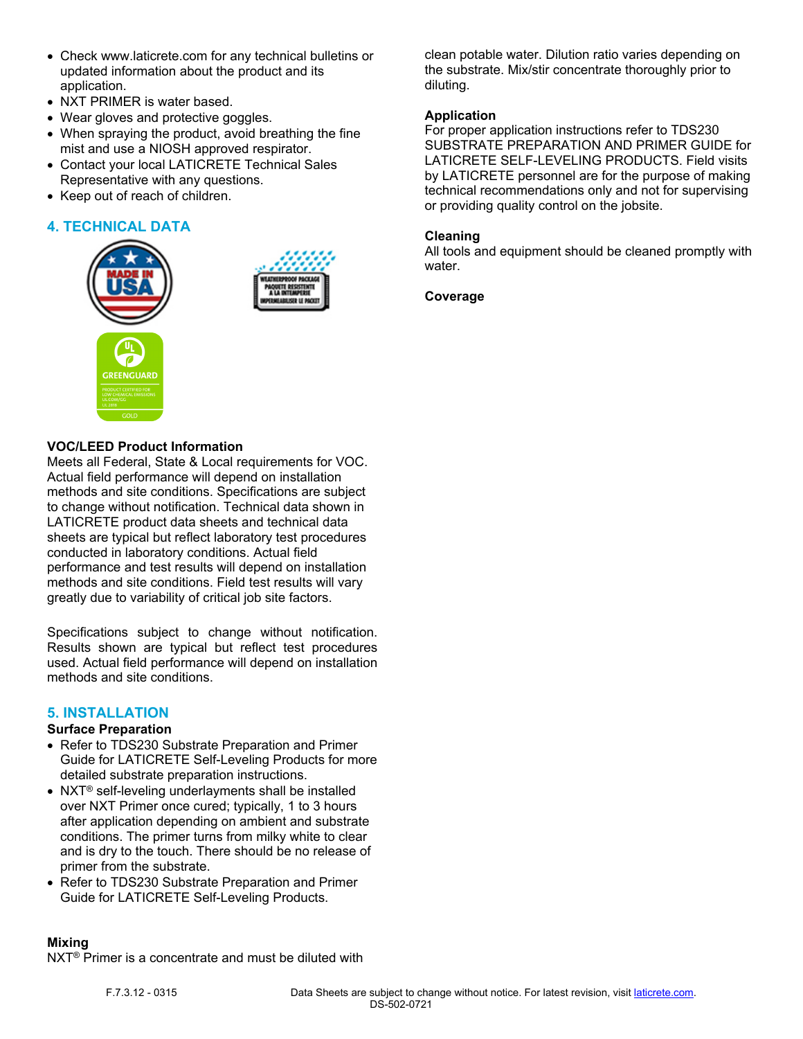- Check www.laticrete.com for any technical bulletins or updated information about the product and its application.
- NXT PRIMER is water based.
- Wear gloves and protective goggles.
- When spraying the product, avoid breathing the fine mist and use a NIOSH approved respirator.
- Contact your local LATICRETE Technical Sales Representative with any questions.
- Keep out of reach of children.

## 4. TECHNICAL DATA

### VOC/LEED Product Information

Meets all Federal, State & Local requirements for VOC. Actual field performance will depend on installation methods and site conditions. Specifications are subject to change without notification. Technical data shown in LATICRETE product data sheets and technical data sheets are typical but reflect laboratory test procedures conducted in laboratory conditions. Actual field performance and test results will depend on installation methods and site conditions. Field test results will vary greatly due to variability of critical job site factors.

Specifications subject to change without notification. Results shown are typical but reflect test procedures used. Actual field performance will depend on installation methods and site conditions.

## 5. INSTALLATION

### Surface Preparation

- Refer to TDS230 Substrate Preparation and Primer Guide for LATICRETE Self-Leveling Products for more detailed substrate preparation instructions.
- NXT® self-leveling underlayments shall be installed over NXT Primer once cured; typically, 1 to 3 hours after application depending on ambient and substrate conditions. The primer turns from milky white to clear and is dry to the touch. There should be no release of primer from the substrate.
- Refer to TDS230 Substrate Preparation and Primer Guide for LATICRETE Self-Leveling Products.

### Mixing

NXT® Primer is a concentrate and must be diluted with clean potable water. Dilution ratio varies depending on the substrate. Mix/stir concentrate thoroughly prior to diluting.

### Application

For proper application instructions refer to TDS230 SUBSTRATE PREPARATION AND PRIMER GUIDE for LATICRETE SELF-LEVELING PRODUCTS. Field visits by LATICRETE personnel are for the purpose of making technical recommendations only and not for supervising or providing quality control on the jobsite.

### Cleaning

All tools and equipment should be cleaned promptly with water.

### Coverage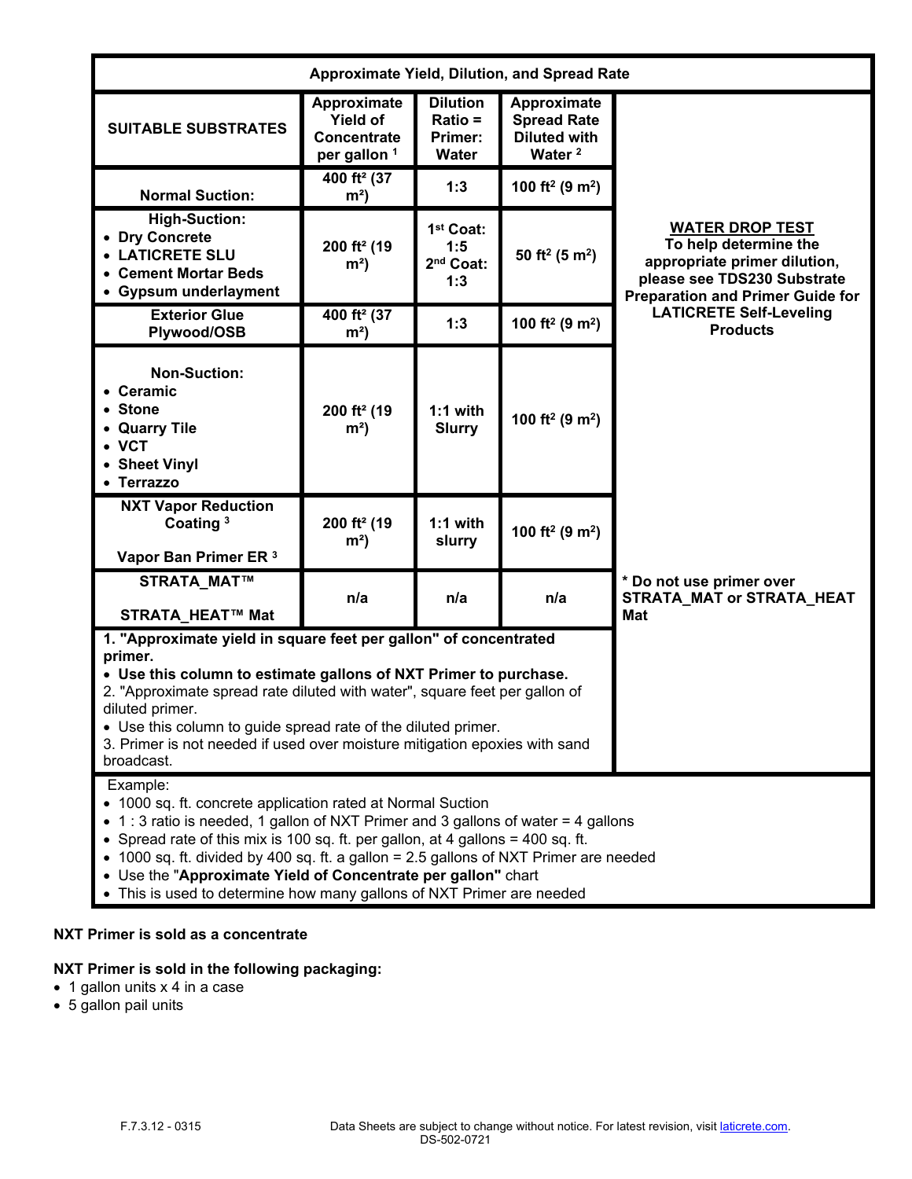| Approximate Yield, Dilution, and Spread Rate | | | | |
|---|---|---|---|---|
| **SUITABLE SUBSTRATES** | **Approximate Yield of Concentrate per gallon** [1] | **Dilution Ratio = Primer: Water** | **Approximate Spread Rate Diluted with Water** [2] | |
| **Normal Suction:** | **400 ft² (37 m²)** | **1:3** | **100 ft² (9 m²)** | **WATER DROP TEST** To help determine the appropriate primer dilution, please see TDS230 Substrate Preparation and Primer Guide for LATICRETE Self-Leveling Products |
| **High-Suction:** • Dry Concrete • LATICRETE SLU • Cement Mortar Beds • Gypsum underlayment | **200 ft² (19 m²)** | **1st Coat: 1:5 2nd Coat: 1:3** | **50 ft² (5 m²)** | |
| **Exterior Glue Plywood/OSB** | **400 ft² (37 m²)** | **1:3** | **100 ft² (9 m²)** | |
| **Non-Suction:** • Ceramic • Stone • Quarry Tile • VCT • Sheet Vinyl • Terrazzo | **200 ft² (19 m²)** | **1:1 with Slurry** | **100 ft² (9 m²)** | |
| **NXT Vapor Reduction Coating** [3] **Vapor Ban Primer ER** [3] | **200 ft² (19 m²)** | **1:1 with slurry** | **100 ft² (9 m²)** | |
| **STRATA_MAT™ STRATA_HEAT™ Mat** | **n/a** | **n/a** | **n/a** | *** Do not use primer over STRATA_MAT or STRATA_HEAT Mat** |

**1. "Approximate yield in square feet per gallon" of concentrated primer.**
- **Use this column to estimate gallons of NXT Primer to purchase.**

2. "Approximate spread rate diluted with water", square feet per gallon of diluted primer.
- Use this column to guide spread rate of the diluted primer.

3. Primer is not needed if used over moisture mitigation epoxies with sand broadcast.

Example:
- 1000 sq. ft. concrete application rated at Normal Suction
- 1 : 3 ratio is needed, 1 gallon of NXT Primer and 3 gallons of water = 4 gallons
- Spread rate of this mix is 100 sq. ft. per gallon, at 4 gallons = 400 sq. ft.
- 1000 sq. ft. divided by 400 sq. ft. a gallon = 2.5 gallons of NXT Primer are needed
- Use the "**Approximate Yield of Concentrate per gallon"** chart
- This is used to determine how many gallons of NXT Primer are needed

**NXT Primer is sold as a concentrate**

**NXT Primer is sold in the following packaging:**
- 1 gallon units x 4 in a case
- 5 gallon pail units

F.7.3.12 - 0315

Data Sheets are subject to change without notice. For latest revision, visit laticrete.com.
DS-502-0721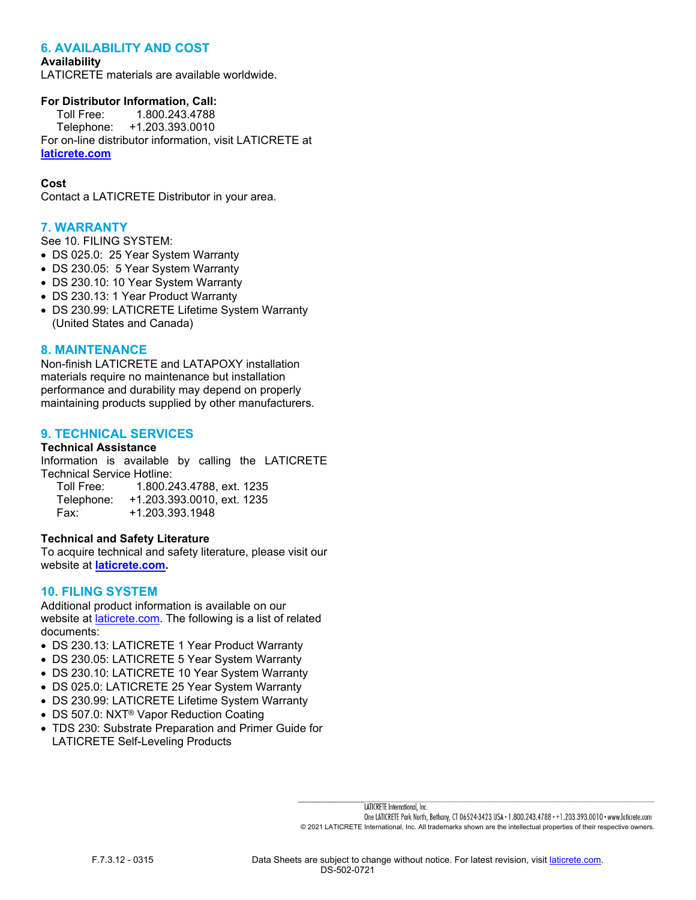## 6. AVAILABILITY AND COST

**Availability**

LATICRETE materials are available worldwide.

**For Distributor Information, Call:**

Toll Free: 1.800.243.4788
Telephone: +1.203.393.0010

For on-line distributor information, visit LATICRETE at **laticrete.com**

**Cost**

Contact a LATICRETE Distributor in your area.

## 7. WARRANTY

See 10. FILING SYSTEM:

- DS 025.0: 25 Year System Warranty
- DS 230.05: 5 Year System Warranty
- DS 230.10: 10 Year System Warranty
- DS 230.13: 1 Year Product Warranty
- DS 230.99: LATICRETE Lifetime System Warranty (United States and Canada)

## 8. MAINTENANCE

Non-finish LATICRETE and LATAPOXY installation materials require no maintenance but installation performance and durability may depend on properly maintaining products supplied by other manufacturers.

## 9. TECHNICAL SERVICES

**Technical Assistance**

Information is available by calling the LATICRETE Technical Service Hotline:

Toll Free: 1.800.243.4788, ext. 1235
Telephone: +1.203.393.0010, ext. 1235
Fax: +1.203.393.1948

**Technical and Safety Literature**

To acquire technical and safety literature, please visit our website at **laticrete.com.**

## 10. FILING SYSTEM

Additional product information is available on our website at laticrete.com. The following is a list of related documents:

- DS 230.13: LATICRETE 1 Year Product Warranty
- DS 230.05: LATICRETE 5 Year System Warranty
- DS 230.10: LATICRETE 10 Year System Warranty
- DS 025.0: LATICRETE 25 Year System Warranty
- DS 230.99: LATICRETE Lifetime System Warranty
- DS 507.0: NXT® Vapor Reduction Coating
- TDS 230: Substrate Preparation and Primer Guide for LATICRETE Self-Leveling Products

LATICRETE International, Inc.
One LATICRETE Park North, Bethany, CT 06524-3423 USA • 1.800.243.4788 • +1.203.393.0010 • www.laticrete.com
© 2021 LATICRETE International, Inc. All trademarks shown are the intellectual properties of their respective owners.

F.7.3.12 - 0315

Data Sheets are subject to change without notice. For latest revision, visit laticrete.com.
DS-502-0721